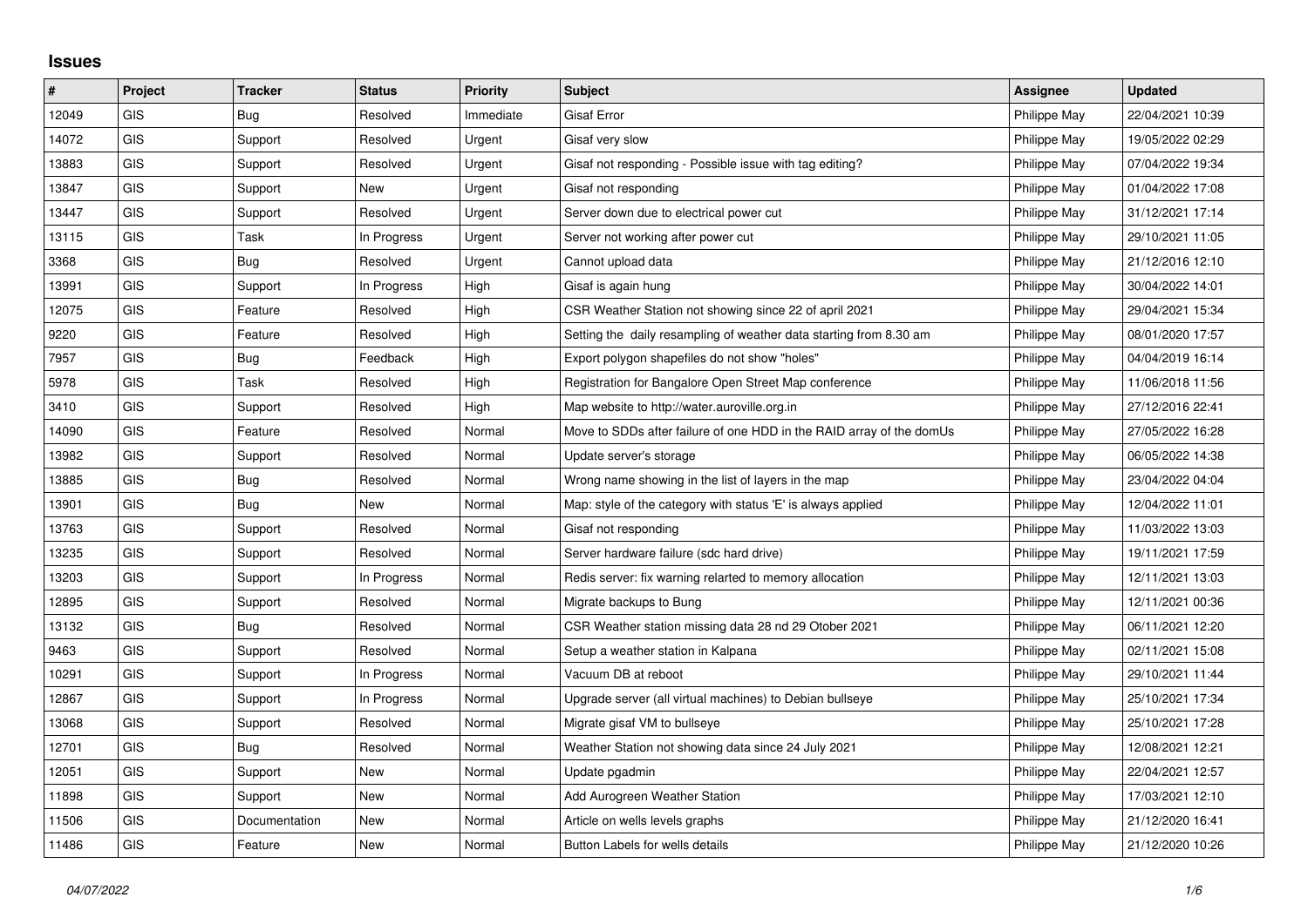## Issues

| # | Project | Tracker | Status | Priority | Subject | Assignee | Updated |
|---|---|---|---|---|---|---|---|
| 12049 | GIS | Bug | Resolved | Immediate | Gisaf Error | Philippe May | 22/04/2021 10:39 |
| 14072 | GIS | Support | Resolved | Urgent | Gisaf very slow | Philippe May | 19/05/2022 02:29 |
| 13883 | GIS | Support | Resolved | Urgent | Gisaf not responding - Possible issue with tag editing? | Philippe May | 07/04/2022 19:34 |
| 13847 | GIS | Support | New | Urgent | Gisaf not responding | Philippe May | 01/04/2022 17:08 |
| 13447 | GIS | Support | Resolved | Urgent | Server down due to electrical power cut | Philippe May | 31/12/2021 17:14 |
| 13115 | GIS | Task | In Progress | Urgent | Server not working after power cut | Philippe May | 29/10/2021 11:05 |
| 3368 | GIS | Bug | Resolved | Urgent | Cannot upload data | Philippe May | 21/12/2016 12:10 |
| 13991 | GIS | Support | In Progress | High | Gisaf is again hung | Philippe May | 30/04/2022 14:01 |
| 12075 | GIS | Feature | Resolved | High | CSR Weather Station not showing since 22 of april 2021 | Philippe May | 29/04/2021 15:34 |
| 9220 | GIS | Feature | Resolved | High | Setting the daily resampling of weather data starting from 8.30 am | Philippe May | 08/01/2020 17:57 |
| 7957 | GIS | Bug | Feedback | High | Export polygon shapefiles do not show "holes" | Philippe May | 04/04/2019 16:14 |
| 5978 | GIS | Task | Resolved | High | Registration for Bangalore Open Street Map conference | Philippe May | 11/06/2018 11:56 |
| 3410 | GIS | Support | Resolved | High | Map website to http://water.auroville.org.in | Philippe May | 27/12/2016 22:41 |
| 14090 | GIS | Feature | Resolved | Normal | Move to SDDs after failure of one HDD in the RAID array of the domUs | Philippe May | 27/05/2022 16:28 |
| 13982 | GIS | Support | Resolved | Normal | Update server's storage | Philippe May | 06/05/2022 14:38 |
| 13885 | GIS | Bug | Resolved | Normal | Wrong name showing in the list of layers in the map | Philippe May | 23/04/2022 04:04 |
| 13901 | GIS | Bug | New | Normal | Map: style of the category with status 'E' is always applied | Philippe May | 12/04/2022 11:01 |
| 13763 | GIS | Support | Resolved | Normal | Gisaf not responding | Philippe May | 11/03/2022 13:03 |
| 13235 | GIS | Support | Resolved | Normal | Server hardware failure (sdc hard drive) | Philippe May | 19/11/2021 17:59 |
| 13203 | GIS | Support | In Progress | Normal | Redis server: fix warning relarted to memory allocation | Philippe May | 12/11/2021 13:03 |
| 12895 | GIS | Support | Resolved | Normal | Migrate backups to Bung | Philippe May | 12/11/2021 00:36 |
| 13132 | GIS | Bug | Resolved | Normal | CSR Weather station missing data 28 nd 29 Otober 2021 | Philippe May | 06/11/2021 12:20 |
| 9463 | GIS | Support | Resolved | Normal | Setup a weather station in Kalpana | Philippe May | 02/11/2021 15:08 |
| 10291 | GIS | Support | In Progress | Normal | Vacuum DB at reboot | Philippe May | 29/10/2021 11:44 |
| 12867 | GIS | Support | In Progress | Normal | Upgrade server (all virtual machines) to Debian bullseye | Philippe May | 25/10/2021 17:34 |
| 13068 | GIS | Support | Resolved | Normal | Migrate gisaf VM to bullseye | Philippe May | 25/10/2021 17:28 |
| 12701 | GIS | Bug | Resolved | Normal | Weather Station not showing data since 24 July 2021 | Philippe May | 12/08/2021 12:21 |
| 12051 | GIS | Support | New | Normal | Update pgadmin | Philippe May | 22/04/2021 12:57 |
| 11898 | GIS | Support | New | Normal | Add Aurogreen Weather Station | Philippe May | 17/03/2021 12:10 |
| 11506 | GIS | Documentation | New | Normal | Article on wells levels graphs | Philippe May | 21/12/2020 16:41 |
| 11486 | GIS | Feature | New | Normal | Button Labels for wells details | Philippe May | 21/12/2020 10:26 |

*04/07/2022*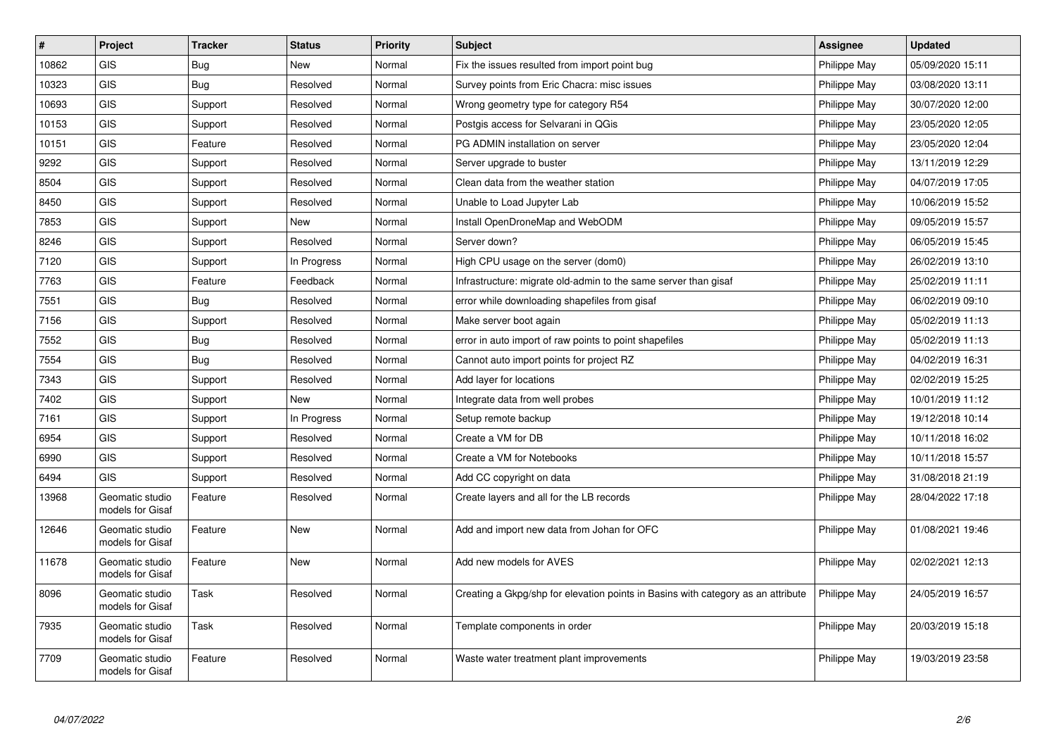| # | Project | Tracker | Status | Priority | Subject | Assignee | Updated |
|---|---|---|---|---|---|---|---|
| 10862 | GIS | Bug | New | Normal | Fix the issues resulted from import point bug | Philippe May | 05/09/2020 15:11 |
| 10323 | GIS | Bug | Resolved | Normal | Survey points from Eric Chacra: misc issues | Philippe May | 03/08/2020 13:11 |
| 10693 | GIS | Support | Resolved | Normal | Wrong geometry type for category R54 | Philippe May | 30/07/2020 12:00 |
| 10153 | GIS | Support | Resolved | Normal | Postgis access for Selvarani in QGis | Philippe May | 23/05/2020 12:05 |
| 10151 | GIS | Feature | Resolved | Normal | PG ADMIN installation on server | Philippe May | 23/05/2020 12:04 |
| 9292 | GIS | Support | Resolved | Normal | Server upgrade to buster | Philippe May | 13/11/2019 12:29 |
| 8504 | GIS | Support | Resolved | Normal | Clean data from the weather station | Philippe May | 04/07/2019 17:05 |
| 8450 | GIS | Support | Resolved | Normal | Unable to Load Jupyter Lab | Philippe May | 10/06/2019 15:52 |
| 7853 | GIS | Support | New | Normal | Install OpenDroneMap and WebODM | Philippe May | 09/05/2019 15:57 |
| 8246 | GIS | Support | Resolved | Normal | Server down? | Philippe May | 06/05/2019 15:45 |
| 7120 | GIS | Support | In Progress | Normal | High CPU usage on the server (dom0) | Philippe May | 26/02/2019 13:10 |
| 7763 | GIS | Feature | Feedback | Normal | Infrastructure: migrate old-admin to the same server than gisaf | Philippe May | 25/02/2019 11:11 |
| 7551 | GIS | Bug | Resolved | Normal | error while downloading shapefiles from gisaf | Philippe May | 06/02/2019 09:10 |
| 7156 | GIS | Support | Resolved | Normal | Make server boot again | Philippe May | 05/02/2019 11:13 |
| 7552 | GIS | Bug | Resolved | Normal | error in auto import of raw points to point shapefiles | Philippe May | 05/02/2019 11:13 |
| 7554 | GIS | Bug | Resolved | Normal | Cannot auto import points for project RZ | Philippe May | 04/02/2019 16:31 |
| 7343 | GIS | Support | Resolved | Normal | Add layer for locations | Philippe May | 02/02/2019 15:25 |
| 7402 | GIS | Support | New | Normal | Integrate data from well probes | Philippe May | 10/01/2019 11:12 |
| 7161 | GIS | Support | In Progress | Normal | Setup remote backup | Philippe May | 19/12/2018 10:14 |
| 6954 | GIS | Support | Resolved | Normal | Create a VM for DB | Philippe May | 10/11/2018 16:02 |
| 6990 | GIS | Support | Resolved | Normal | Create a VM for Notebooks | Philippe May | 10/11/2018 15:57 |
| 6494 | GIS | Support | Resolved | Normal | Add CC copyright on data | Philippe May | 31/08/2018 21:19 |
| 13968 | Geomatic studio models for Gisaf | Feature | Resolved | Normal | Create layers and all for the LB records | Philippe May | 28/04/2022 17:18 |
| 12646 | Geomatic studio models for Gisaf | Feature | New | Normal | Add and import new data from Johan for OFC | Philippe May | 01/08/2021 19:46 |
| 11678 | Geomatic studio models for Gisaf | Feature | New | Normal | Add new models for AVES | Philippe May | 02/02/2021 12:13 |
| 8096 | Geomatic studio models for Gisaf | Task | Resolved | Normal | Creating a Gkpg/shp for elevation points in Basins with category as an attribute | Philippe May | 24/05/2019 16:57 |
| 7935 | Geomatic studio models for Gisaf | Task | Resolved | Normal | Template components in order | Philippe May | 20/03/2019 15:18 |
| 7709 | Geomatic studio models for Gisaf | Feature | Resolved | Normal | Waste water treatment plant improvements | Philippe May | 19/03/2019 23:58 |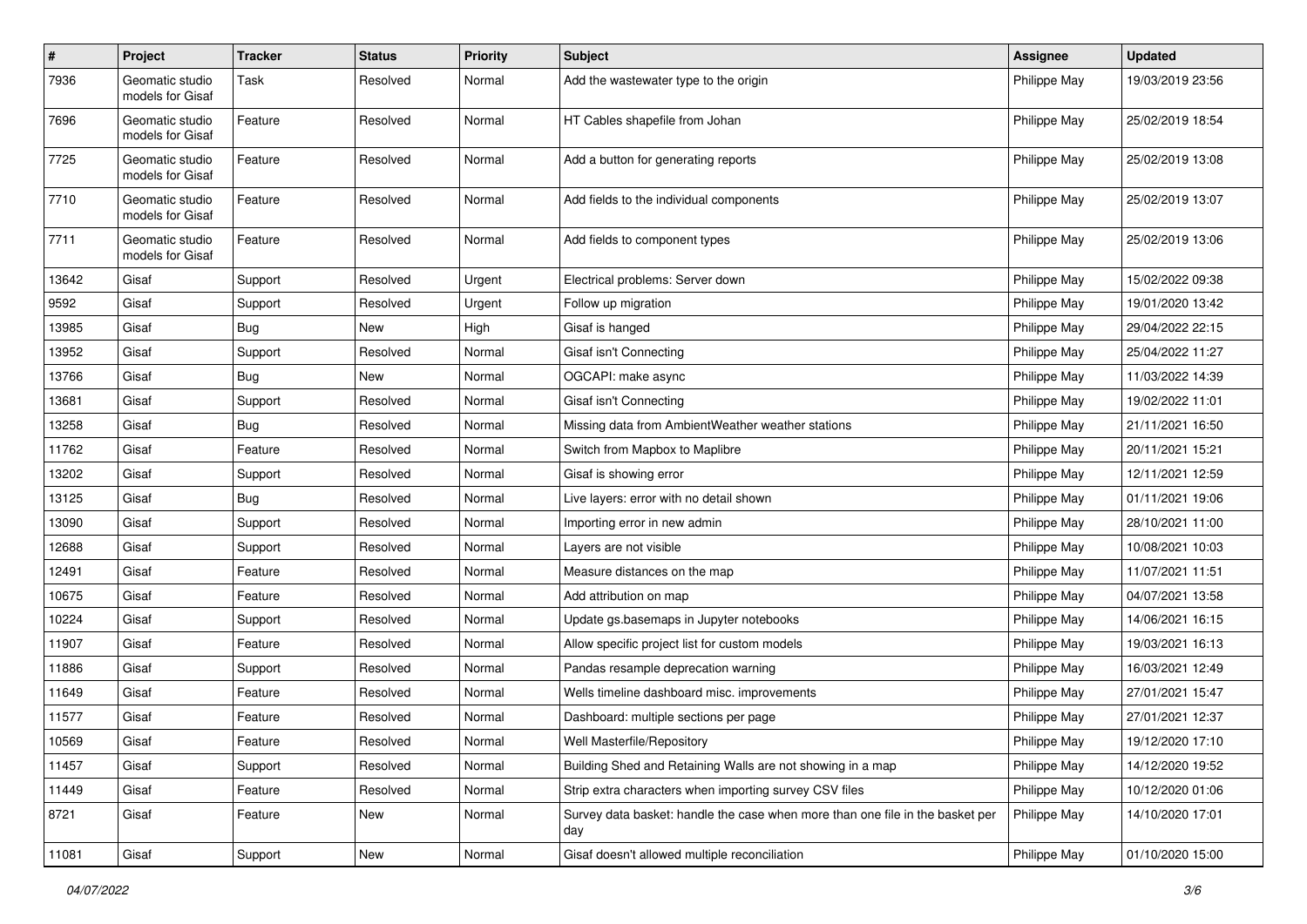| # | Project | Tracker | Status | Priority | Subject | Assignee | Updated |
|---|---|---|---|---|---|---|---|
| 7936 | Geomatic studio models for Gisaf | Task | Resolved | Normal | Add the wastewater type to the origin | Philippe May | 19/03/2019 23:56 |
| 7696 | Geomatic studio models for Gisaf | Feature | Resolved | Normal | HT Cables shapefile from Johan | Philippe May | 25/02/2019 18:54 |
| 7725 | Geomatic studio models for Gisaf | Feature | Resolved | Normal | Add a button for generating reports | Philippe May | 25/02/2019 13:08 |
| 7710 | Geomatic studio models for Gisaf | Feature | Resolved | Normal | Add fields to the individual components | Philippe May | 25/02/2019 13:07 |
| 7711 | Geomatic studio models for Gisaf | Feature | Resolved | Normal | Add fields to component types | Philippe May | 25/02/2019 13:06 |
| 13642 | Gisaf | Support | Resolved | Urgent | Electrical problems: Server down | Philippe May | 15/02/2022 09:38 |
| 9592 | Gisaf | Support | Resolved | Urgent | Follow up migration | Philippe May | 19/01/2020 13:42 |
| 13985 | Gisaf | Bug | New | High | Gisaf is hanged | Philippe May | 29/04/2022 22:15 |
| 13952 | Gisaf | Support | Resolved | Normal | Gisaf isn't Connecting | Philippe May | 25/04/2022 11:27 |
| 13766 | Gisaf | Bug | New | Normal | OGCAPI: make async | Philippe May | 11/03/2022 14:39 |
| 13681 | Gisaf | Support | Resolved | Normal | Gisaf isn't Connecting | Philippe May | 19/02/2022 11:01 |
| 13258 | Gisaf | Bug | Resolved | Normal | Missing data from AmbientWeather weather stations | Philippe May | 21/11/2021 16:50 |
| 11762 | Gisaf | Feature | Resolved | Normal | Switch from Mapbox to Maplibre | Philippe May | 20/11/2021 15:21 |
| 13202 | Gisaf | Support | Resolved | Normal | Gisaf is showing error | Philippe May | 12/11/2021 12:59 |
| 13125 | Gisaf | Bug | Resolved | Normal | Live layers: error with no detail shown | Philippe May | 01/11/2021 19:06 |
| 13090 | Gisaf | Support | Resolved | Normal | Importing error in new admin | Philippe May | 28/10/2021 11:00 |
| 12688 | Gisaf | Support | Resolved | Normal | Layers are not visible | Philippe May | 10/08/2021 10:03 |
| 12491 | Gisaf | Feature | Resolved | Normal | Measure distances on the map | Philippe May | 11/07/2021 11:51 |
| 10675 | Gisaf | Feature | Resolved | Normal | Add attribution on map | Philippe May | 04/07/2021 13:58 |
| 10224 | Gisaf | Support | Resolved | Normal | Update gs.basemaps in Jupyter notebooks | Philippe May | 14/06/2021 16:15 |
| 11907 | Gisaf | Feature | Resolved | Normal | Allow specific project list for custom models | Philippe May | 19/03/2021 16:13 |
| 11886 | Gisaf | Support | Resolved | Normal | Pandas resample deprecation warning | Philippe May | 16/03/2021 12:49 |
| 11649 | Gisaf | Feature | Resolved | Normal | Wells timeline dashboard misc. improvements | Philippe May | 27/01/2021 15:47 |
| 11577 | Gisaf | Feature | Resolved | Normal | Dashboard: multiple sections per page | Philippe May | 27/01/2021 12:37 |
| 10569 | Gisaf | Feature | Resolved | Normal | Well Masterfile/Repository | Philippe May | 19/12/2020 17:10 |
| 11457 | Gisaf | Support | Resolved | Normal | Building Shed and Retaining Walls are not showing in a map | Philippe May | 14/12/2020 19:52 |
| 11449 | Gisaf | Feature | Resolved | Normal | Strip extra characters when importing survey CSV files | Philippe May | 10/12/2020 01:06 |
| 8721 | Gisaf | Feature | New | Normal | Survey data basket: handle the case when more than one file in the basket per day | Philippe May | 14/10/2020 17:01 |
| 11081 | Gisaf | Support | New | Normal | Gisaf doesn't allowed multiple reconciliation | Philippe May | 01/10/2020 15:00 |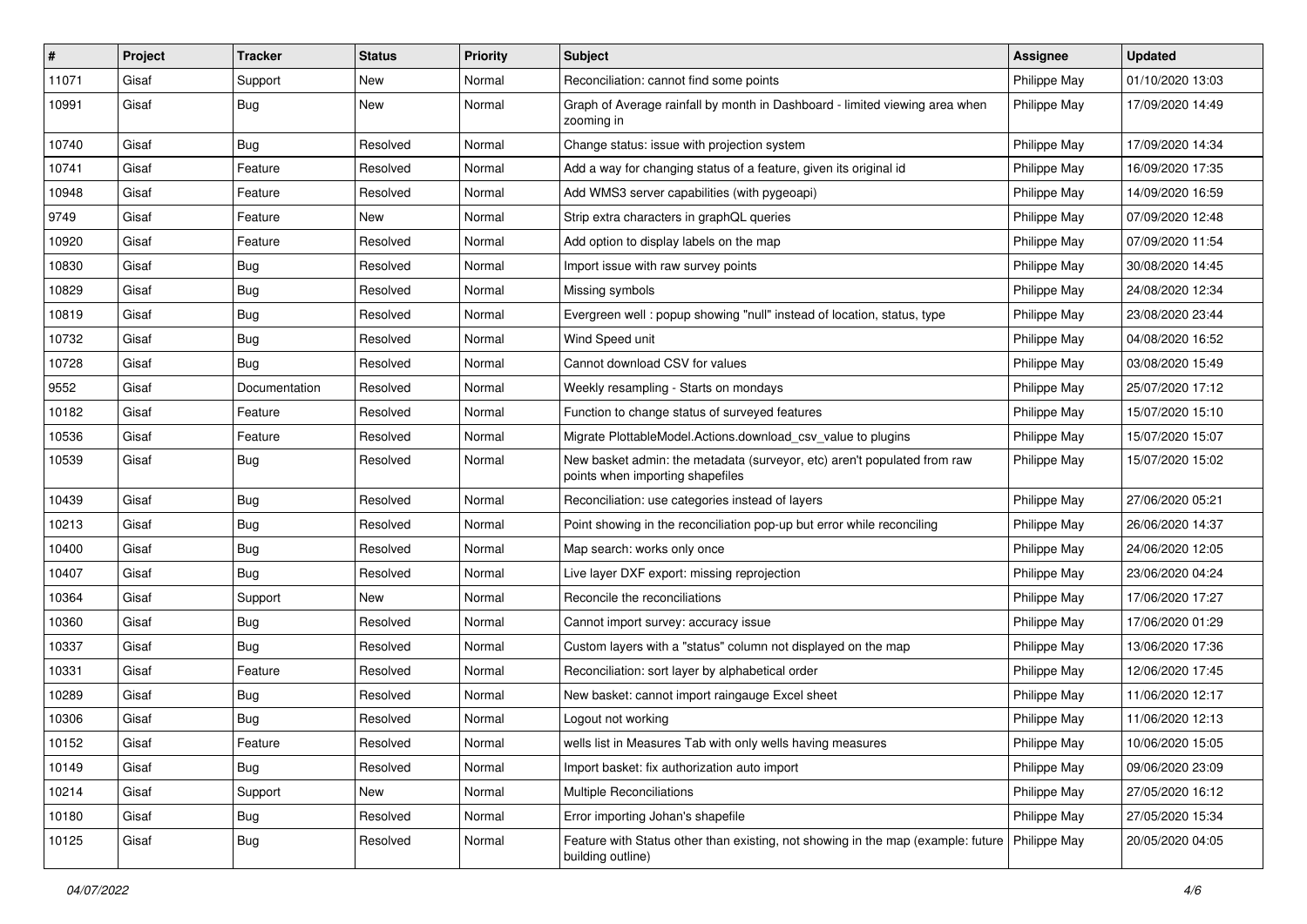| # | Project | Tracker | Status | Priority | Subject | Assignee | Updated |
|---|---|---|---|---|---|---|---|
| 11071 | Gisaf | Support | New | Normal | Reconciliation: cannot find some points | Philippe May | 01/10/2020 13:03 |
| 10991 | Gisaf | Bug | New | Normal | Graph of Average rainfall by month in Dashboard - limited viewing area when zooming in | Philippe May | 17/09/2020 14:49 |
| 10740 | Gisaf | Bug | Resolved | Normal | Change status: issue with projection system | Philippe May | 17/09/2020 14:34 |
| 10741 | Gisaf | Feature | Resolved | Normal | Add a way for changing status of a feature, given its original id | Philippe May | 16/09/2020 17:35 |
| 10948 | Gisaf | Feature | Resolved | Normal | Add WMS3 server capabilities (with pygeoapi) | Philippe May | 14/09/2020 16:59 |
| 9749 | Gisaf | Feature | New | Normal | Strip extra characters in graphQL queries | Philippe May | 07/09/2020 12:48 |
| 10920 | Gisaf | Feature | Resolved | Normal | Add option to display labels on the map | Philippe May | 07/09/2020 11:54 |
| 10830 | Gisaf | Bug | Resolved | Normal | Import issue with raw survey points | Philippe May | 30/08/2020 14:45 |
| 10829 | Gisaf | Bug | Resolved | Normal | Missing symbols | Philippe May | 24/08/2020 12:34 |
| 10819 | Gisaf | Bug | Resolved | Normal | Evergreen well : popup showing "null" instead of location, status, type | Philippe May | 23/08/2020 23:44 |
| 10732 | Gisaf | Bug | Resolved | Normal | Wind Speed unit | Philippe May | 04/08/2020 16:52 |
| 10728 | Gisaf | Bug | Resolved | Normal | Cannot download CSV for values | Philippe May | 03/08/2020 15:49 |
| 9552 | Gisaf | Documentation | Resolved | Normal | Weekly resampling - Starts on mondays | Philippe May | 25/07/2020 17:12 |
| 10182 | Gisaf | Feature | Resolved | Normal | Function to change status of surveyed features | Philippe May | 15/07/2020 15:10 |
| 10536 | Gisaf | Feature | Resolved | Normal | Migrate PlottableModel.Actions.download_csv_value to plugins | Philippe May | 15/07/2020 15:07 |
| 10539 | Gisaf | Bug | Resolved | Normal | New basket admin: the metadata (surveyor, etc) aren't populated from raw points when importing shapefiles | Philippe May | 15/07/2020 15:02 |
| 10439 | Gisaf | Bug | Resolved | Normal | Reconciliation: use categories instead of layers | Philippe May | 27/06/2020 05:21 |
| 10213 | Gisaf | Bug | Resolved | Normal | Point showing in the reconciliation pop-up but error while reconciling | Philippe May | 26/06/2020 14:37 |
| 10400 | Gisaf | Bug | Resolved | Normal | Map search: works only once | Philippe May | 24/06/2020 12:05 |
| 10407 | Gisaf | Bug | Resolved | Normal | Live layer DXF export: missing reprojection | Philippe May | 23/06/2020 04:24 |
| 10364 | Gisaf | Support | New | Normal | Reconcile the reconciliations | Philippe May | 17/06/2020 17:27 |
| 10360 | Gisaf | Bug | Resolved | Normal | Cannot import survey: accuracy issue | Philippe May | 17/06/2020 01:29 |
| 10337 | Gisaf | Bug | Resolved | Normal | Custom layers with a "status" column not displayed on the map | Philippe May | 13/06/2020 17:36 |
| 10331 | Gisaf | Feature | Resolved | Normal | Reconciliation: sort layer by alphabetical order | Philippe May | 12/06/2020 17:45 |
| 10289 | Gisaf | Bug | Resolved | Normal | New basket: cannot import raingauge Excel sheet | Philippe May | 11/06/2020 12:17 |
| 10306 | Gisaf | Bug | Resolved | Normal | Logout not working | Philippe May | 11/06/2020 12:13 |
| 10152 | Gisaf | Feature | Resolved | Normal | wells list in Measures Tab with only wells having measures | Philippe May | 10/06/2020 15:05 |
| 10149 | Gisaf | Bug | Resolved | Normal | Import basket: fix authorization auto import | Philippe May | 09/06/2020 23:09 |
| 10214 | Gisaf | Support | New | Normal | Multiple Reconciliations | Philippe May | 27/05/2020 16:12 |
| 10180 | Gisaf | Bug | Resolved | Normal | Error importing Johan's shapefile | Philippe May | 27/05/2020 15:34 |
| 10125 | Gisaf | Bug | Resolved | Normal | Feature with Status other than existing, not showing in the map (example: future building outline) | Philippe May | 20/05/2020 04:05 |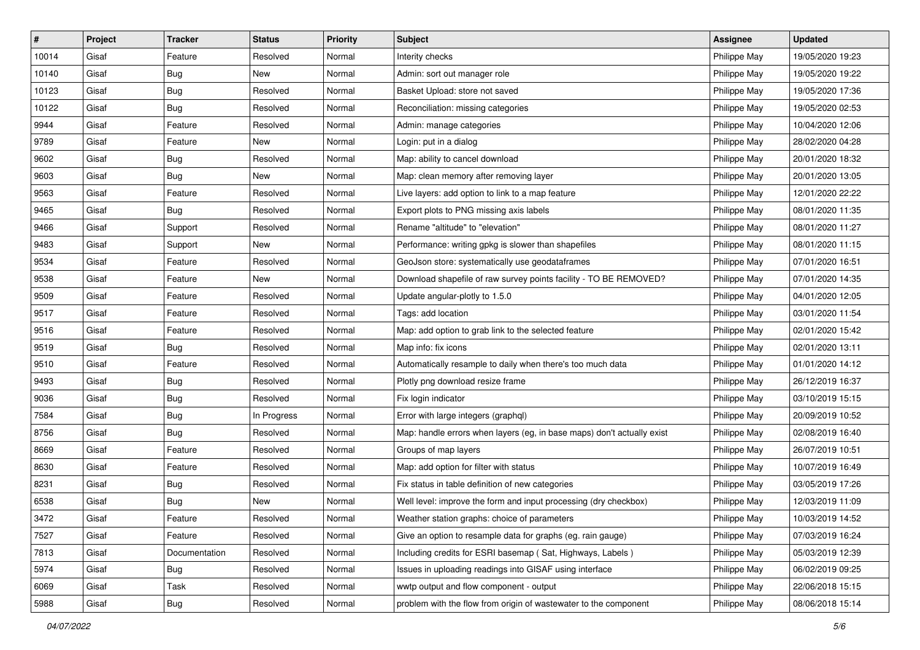| # | Project | Tracker | Status | Priority | Subject | Assignee | Updated |
|---|---|---|---|---|---|---|---|
| 10014 | Gisaf | Feature | Resolved | Normal | Interity checks | Philippe May | 19/05/2020 19:23 |
| 10140 | Gisaf | Bug | New | Normal | Admin: sort out manager role | Philippe May | 19/05/2020 19:22 |
| 10123 | Gisaf | Bug | Resolved | Normal | Basket Upload: store not saved | Philippe May | 19/05/2020 17:36 |
| 10122 | Gisaf | Bug | Resolved | Normal | Reconciliation: missing categories | Philippe May | 19/05/2020 02:53 |
| 9944 | Gisaf | Feature | Resolved | Normal | Admin: manage categories | Philippe May | 10/04/2020 12:06 |
| 9789 | Gisaf | Feature | New | Normal | Login: put in a dialog | Philippe May | 28/02/2020 04:28 |
| 9602 | Gisaf | Bug | Resolved | Normal | Map: ability to cancel download | Philippe May | 20/01/2020 18:32 |
| 9603 | Gisaf | Bug | New | Normal | Map: clean memory after removing layer | Philippe May | 20/01/2020 13:05 |
| 9563 | Gisaf | Feature | Resolved | Normal | Live layers: add option to link to a map feature | Philippe May | 12/01/2020 22:22 |
| 9465 | Gisaf | Bug | Resolved | Normal | Export plots to PNG missing axis labels | Philippe May | 08/01/2020 11:35 |
| 9466 | Gisaf | Support | Resolved | Normal | Rename "altitude" to "elevation" | Philippe May | 08/01/2020 11:27 |
| 9483 | Gisaf | Support | New | Normal | Performance: writing gpkg is slower than shapefiles | Philippe May | 08/01/2020 11:15 |
| 9534 | Gisaf | Feature | Resolved | Normal | GeoJson store: systematically use geodataframes | Philippe May | 07/01/2020 16:51 |
| 9538 | Gisaf | Feature | New | Normal | Download shapefile of raw survey points facility - TO BE REMOVED? | Philippe May | 07/01/2020 14:35 |
| 9509 | Gisaf | Feature | Resolved | Normal | Update angular-plotly to 1.5.0 | Philippe May | 04/01/2020 12:05 |
| 9517 | Gisaf | Feature | Resolved | Normal | Tags: add location | Philippe May | 03/01/2020 11:54 |
| 9516 | Gisaf | Feature | Resolved | Normal | Map: add option to grab link to the selected feature | Philippe May | 02/01/2020 15:42 |
| 9519 | Gisaf | Bug | Resolved | Normal | Map info: fix icons | Philippe May | 02/01/2020 13:11 |
| 9510 | Gisaf | Feature | Resolved | Normal | Automatically resample to daily when there's too much data | Philippe May | 01/01/2020 14:12 |
| 9493 | Gisaf | Bug | Resolved | Normal | Plotly png download resize frame | Philippe May | 26/12/2019 16:37 |
| 9036 | Gisaf | Bug | Resolved | Normal | Fix login indicator | Philippe May | 03/10/2019 15:15 |
| 7584 | Gisaf | Bug | In Progress | Normal | Error with large integers (graphql) | Philippe May | 20/09/2019 10:52 |
| 8756 | Gisaf | Bug | Resolved | Normal | Map: handle errors when layers (eg, in base maps) don't actually exist | Philippe May | 02/08/2019 16:40 |
| 8669 | Gisaf | Feature | Resolved | Normal | Groups of map layers | Philippe May | 26/07/2019 10:51 |
| 8630 | Gisaf | Feature | Resolved | Normal | Map: add option for filter with status | Philippe May | 10/07/2019 16:49 |
| 8231 | Gisaf | Bug | Resolved | Normal | Fix status in table definition of new categories | Philippe May | 03/05/2019 17:26 |
| 6538 | Gisaf | Bug | New | Normal | Well level: improve the form and input processing (dry checkbox) | Philippe May | 12/03/2019 11:09 |
| 3472 | Gisaf | Feature | Resolved | Normal | Weather station graphs: choice of parameters | Philippe May | 10/03/2019 14:52 |
| 7527 | Gisaf | Feature | Resolved | Normal | Give an option to resample data for graphs (eg. rain gauge) | Philippe May | 07/03/2019 16:24 |
| 7813 | Gisaf | Documentation | Resolved | Normal | Including credits for ESRI basemap ( Sat, Highways, Labels ) | Philippe May | 05/03/2019 12:39 |
| 5974 | Gisaf | Bug | Resolved | Normal | Issues in uploading readings into GISAF using interface | Philippe May | 06/02/2019 09:25 |
| 6069 | Gisaf | Task | Resolved | Normal | wwtp output and flow component - output | Philippe May | 22/06/2018 15:15 |
| 5988 | Gisaf | Bug | Resolved | Normal | problem with the flow from origin of wastewater to the component | Philippe May | 08/06/2018 15:14 |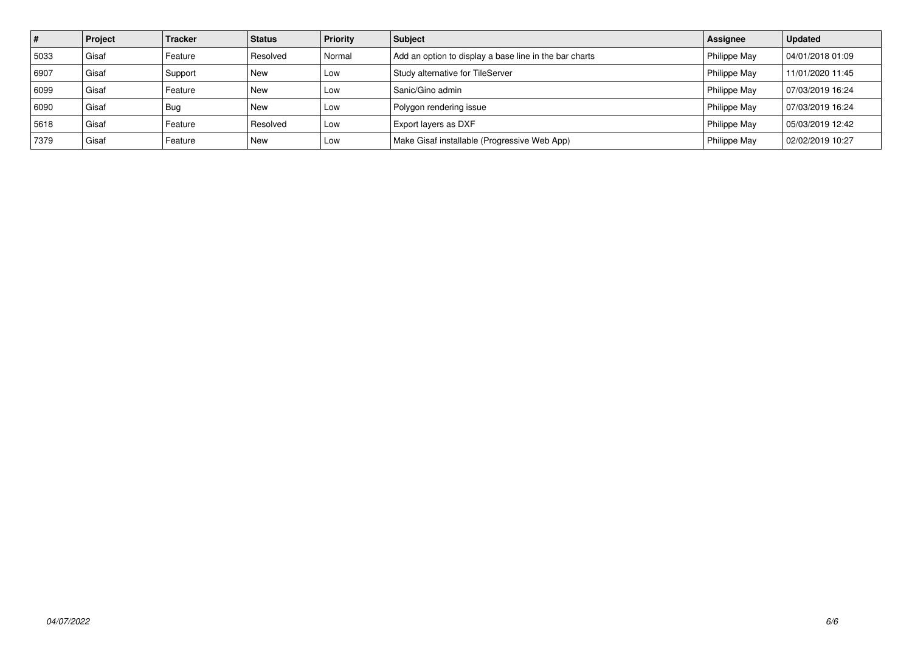| # | Project | Tracker | Status | Priority | Subject | Assignee | Updated |
|---|---|---|---|---|---|---|---|
| 5033 | Gisaf | Feature | Resolved | Normal | Add an option to display a base line in the bar charts | Philippe May | 04/01/2018 01:09 |
| 6907 | Gisaf | Support | New | Low | Study alternative for TileServer | Philippe May | 11/01/2020 11:45 |
| 6099 | Gisaf | Feature | New | Low | Sanic/Gino admin | Philippe May | 07/03/2019 16:24 |
| 6090 | Gisaf | Bug | New | Low | Polygon rendering issue | Philippe May | 07/03/2019 16:24 |
| 5618 | Gisaf | Feature | Resolved | Low | Export layers as DXF | Philippe May | 05/03/2019 12:42 |
| 7379 | Gisaf | Feature | New | Low | Make Gisaf installable (Progressive Web App) | Philippe May | 02/02/2019 10:27 |

*04/07/2022*